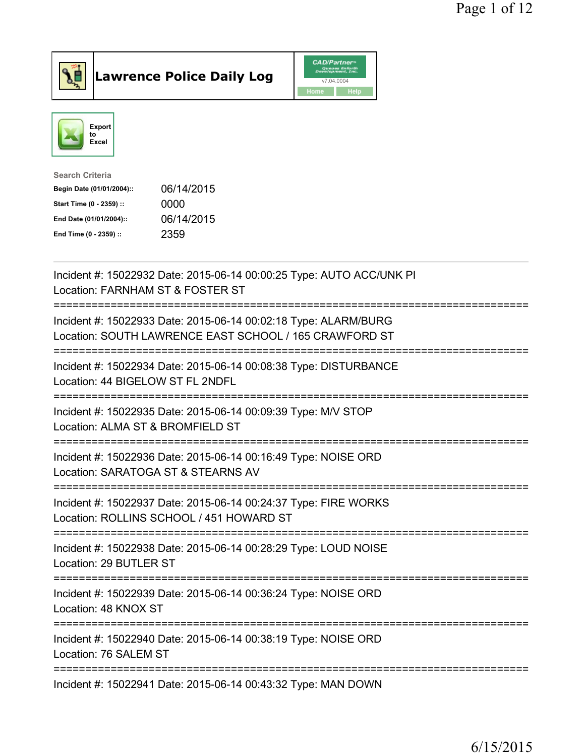# Lawrence Police Daily Log

CAD/Partner v7.04.0004 Home Help

Export to Excel

**Search Criteria**

| | |
|---|---|
| **Begin Date (01/01/2004)::** | 06/14/2015 |
| **Start Time (0 - 2359) ::** | 0000 |
| **End Date (01/01/2004)::** | 06/14/2015 |
| **End Time (0 - 2359) ::** | 2359 |

Incident #: 15022932 Date: 2015-06-14 00:00:25 Type: AUTO ACC/UNK PI
Location: FARNHAM ST & FOSTER ST

===========================================================================

Incident #: 15022933 Date: 2015-06-14 00:02:18 Type: ALARM/BURG
Location: SOUTH LAWRENCE EAST SCHOOL / 165 CRAWFORD ST

===========================================================================

Incident #: 15022934 Date: 2015-06-14 00:08:38 Type: DISTURBANCE
Location: 44 BIGELOW ST FL 2NDFL

===========================================================================

Incident #: 15022935 Date: 2015-06-14 00:09:39 Type: M/V STOP
Location: ALMA ST & BROMFIELD ST

===========================================================================

Incident #: 15022936 Date: 2015-06-14 00:16:49 Type: NOISE ORD
Location: SARATOGA ST & STEARNS AV

===========================================================================

Incident #: 15022937 Date: 2015-06-14 00:24:37 Type: FIRE WORKS
Location: ROLLINS SCHOOL / 451 HOWARD ST

===========================================================================

Incident #: 15022938 Date: 2015-06-14 00:28:29 Type: LOUD NOISE
Location: 29 BUTLER ST

===========================================================================

Incident #: 15022939 Date: 2015-06-14 00:36:24 Type: NOISE ORD
Location: 48 KNOX ST

===========================================================================

Incident #: 15022940 Date: 2015-06-14 00:38:19 Type: NOISE ORD
Location: 76 SALEM ST

===========================================================================

Incident #: 15022941 Date: 2015-06-14 00:43:32 Type: MAN DOWN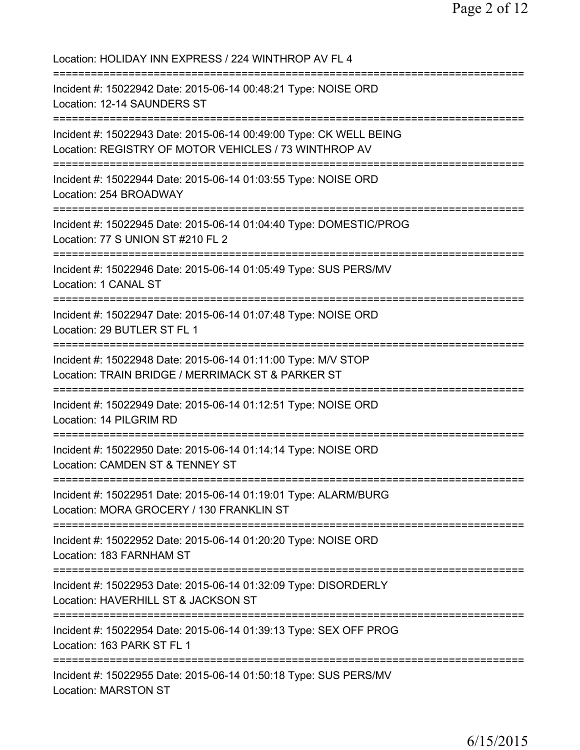Location: HOLIDAY INN EXPRESS / 224 WINTHROP AV FL 4

===========================================================================

Incident #: 15022942 Date: 2015-06-14 00:48:21 Type: NOISE ORD
Location: 12-14 SAUNDERS ST

===========================================================================

Incident #: 15022943 Date: 2015-06-14 00:49:00 Type: CK WELL BEING
Location: REGISTRY OF MOTOR VEHICLES / 73 WINTHROP AV

===========================================================================

Incident #: 15022944 Date: 2015-06-14 01:03:55 Type: NOISE ORD
Location: 254 BROADWAY

===========================================================================

Incident #: 15022945 Date: 2015-06-14 01:04:40 Type: DOMESTIC/PROG
Location: 77 S UNION ST #210 FL 2

===========================================================================

Incident #: 15022946 Date: 2015-06-14 01:05:49 Type: SUS PERS/MV
Location: 1 CANAL ST

===========================================================================

Incident #: 15022947 Date: 2015-06-14 01:07:48 Type: NOISE ORD
Location: 29 BUTLER ST FL 1

===========================================================================

Incident #: 15022948 Date: 2015-06-14 01:11:00 Type: M/V STOP
Location: TRAIN BRIDGE / MERRIMACK ST & PARKER ST

===========================================================================

Incident #: 15022949 Date: 2015-06-14 01:12:51 Type: NOISE ORD
Location: 14 PILGRIM RD

===========================================================================

Incident #: 15022950 Date: 2015-06-14 01:14:14 Type: NOISE ORD
Location: CAMDEN ST & TENNEY ST

===========================================================================

Incident #: 15022951 Date: 2015-06-14 01:19:01 Type: ALARM/BURG
Location: MORA GROCERY / 130 FRANKLIN ST

===========================================================================

Incident #: 15022952 Date: 2015-06-14 01:20:20 Type: NOISE ORD
Location: 183 FARNHAM ST

===========================================================================

Incident #: 15022953 Date: 2015-06-14 01:32:09 Type: DISORDERLY
Location: HAVERHILL ST & JACKSON ST

===========================================================================

Incident #: 15022954 Date: 2015-06-14 01:39:13 Type: SEX OFF PROG
Location: 163 PARK ST FL 1

===========================================================================

Incident #: 15022955 Date: 2015-06-14 01:50:18 Type: SUS PERS/MV
Location: MARSTON ST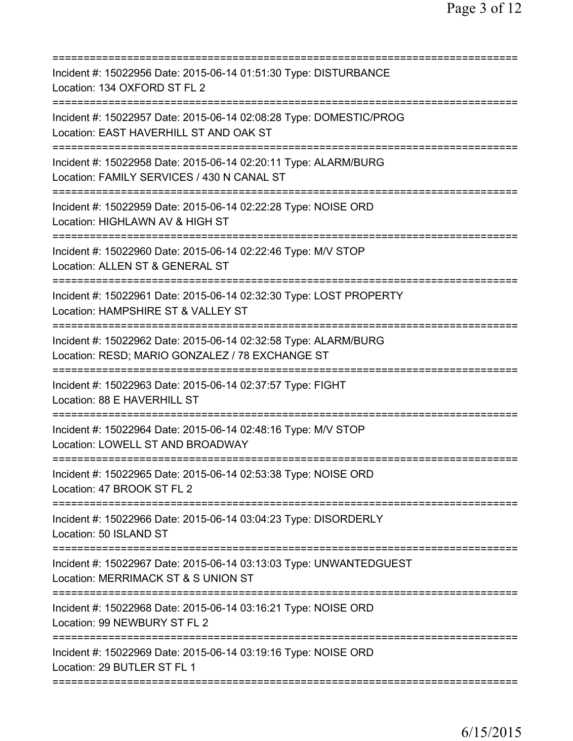===========================================================================
Incident #: 15022956 Date: 2015-06-14 01:51:30 Type: DISTURBANCE
Location: 134 OXFORD ST FL 2
===========================================================================
Incident #: 15022957 Date: 2015-06-14 02:08:28 Type: DOMESTIC/PROG
Location: EAST HAVERHILL ST AND OAK ST
===========================================================================
Incident #: 15022958 Date: 2015-06-14 02:20:11 Type: ALARM/BURG
Location: FAMILY SERVICES / 430 N CANAL ST
===========================================================================
Incident #: 15022959 Date: 2015-06-14 02:22:28 Type: NOISE ORD
Location: HIGHLAWN AV & HIGH ST
===========================================================================
Incident #: 15022960 Date: 2015-06-14 02:22:46 Type: M/V STOP
Location: ALLEN ST & GENERAL ST
===========================================================================
Incident #: 15022961 Date: 2015-06-14 02:32:30 Type: LOST PROPERTY
Location: HAMPSHIRE ST & VALLEY ST
===========================================================================
Incident #: 15022962 Date: 2015-06-14 02:32:58 Type: ALARM/BURG
Location: RESD; MARIO GONZALEZ / 78 EXCHANGE ST
===========================================================================
Incident #: 15022963 Date: 2015-06-14 02:37:57 Type: FIGHT
Location: 88 E HAVERHILL ST
===========================================================================
Incident #: 15022964 Date: 2015-06-14 02:48:16 Type: M/V STOP
Location: LOWELL ST AND BROADWAY
===========================================================================
Incident #: 15022965 Date: 2015-06-14 02:53:38 Type: NOISE ORD
Location: 47 BROOK ST FL 2
===========================================================================
Incident #: 15022966 Date: 2015-06-14 03:04:23 Type: DISORDERLY
Location: 50 ISLAND ST
===========================================================================
Incident #: 15022967 Date: 2015-06-14 03:13:03 Type: UNWANTEDGUEST
Location: MERRIMACK ST & S UNION ST
===========================================================================
Incident #: 15022968 Date: 2015-06-14 03:16:21 Type: NOISE ORD
Location: 99 NEWBURY ST FL 2
===========================================================================
Incident #: 15022969 Date: 2015-06-14 03:19:16 Type: NOISE ORD
Location: 29 BUTLER ST FL 1
===========================================================================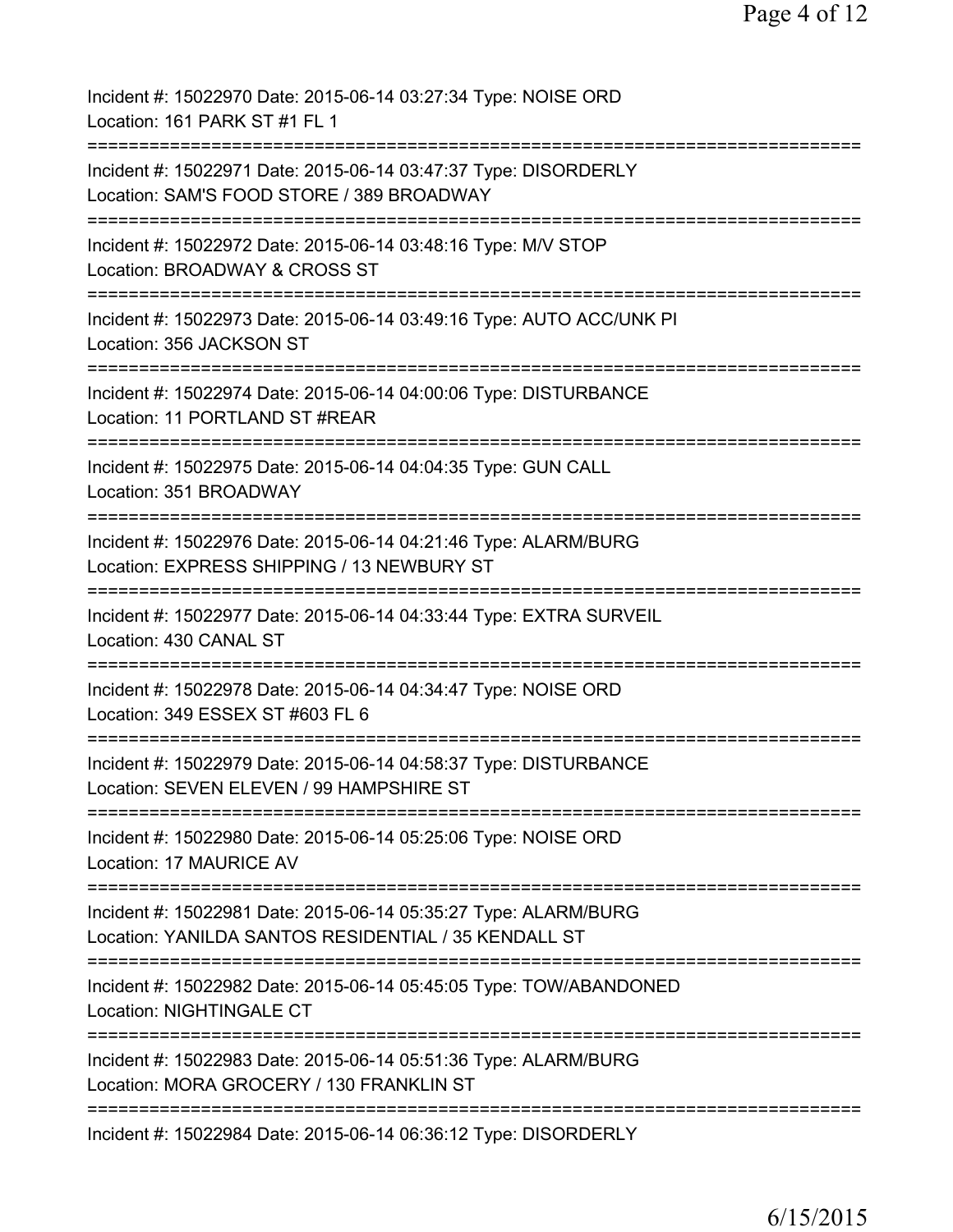Incident #: 15022970 Date: 2015-06-14 03:27:34 Type: NOISE ORD
Location: 161 PARK ST #1 FL 1

===========================================================================

Incident #: 15022971 Date: 2015-06-14 03:47:37 Type: DISORDERLY
Location: SAM'S FOOD STORE / 389 BROADWAY

===========================================================================

Incident #: 15022972 Date: 2015-06-14 03:48:16 Type: M/V STOP
Location: BROADWAY & CROSS ST

===========================================================================

Incident #: 15022973 Date: 2015-06-14 03:49:16 Type: AUTO ACC/UNK PI
Location: 356 JACKSON ST

===========================================================================

Incident #: 15022974 Date: 2015-06-14 04:00:06 Type: DISTURBANCE
Location: 11 PORTLAND ST #REAR

===========================================================================

Incident #: 15022975 Date: 2015-06-14 04:04:35 Type: GUN CALL
Location: 351 BROADWAY

===========================================================================

Incident #: 15022976 Date: 2015-06-14 04:21:46 Type: ALARM/BURG
Location: EXPRESS SHIPPING / 13 NEWBURY ST

===========================================================================

Incident #: 15022977 Date: 2015-06-14 04:33:44 Type: EXTRA SURVEIL
Location: 430 CANAL ST

===========================================================================

Incident #: 15022978 Date: 2015-06-14 04:34:47 Type: NOISE ORD
Location: 349 ESSEX ST #603 FL 6

===========================================================================

Incident #: 15022979 Date: 2015-06-14 04:58:37 Type: DISTURBANCE
Location: SEVEN ELEVEN / 99 HAMPSHIRE ST

===========================================================================

Incident #: 15022980 Date: 2015-06-14 05:25:06 Type: NOISE ORD
Location: 17 MAURICE AV

===========================================================================

Incident #: 15022981 Date: 2015-06-14 05:35:27 Type: ALARM/BURG
Location: YANILDA SANTOS RESIDENTIAL / 35 KENDALL ST

===========================================================================

Incident #: 15022982 Date: 2015-06-14 05:45:05 Type: TOW/ABANDONED
Location: NIGHTINGALE CT

===========================================================================

Incident #: 15022983 Date: 2015-06-14 05:51:36 Type: ALARM/BURG
Location: MORA GROCERY / 130 FRANKLIN ST

===========================================================================

Incident #: 15022984 Date: 2015-06-14 06:36:12 Type: DISORDERLY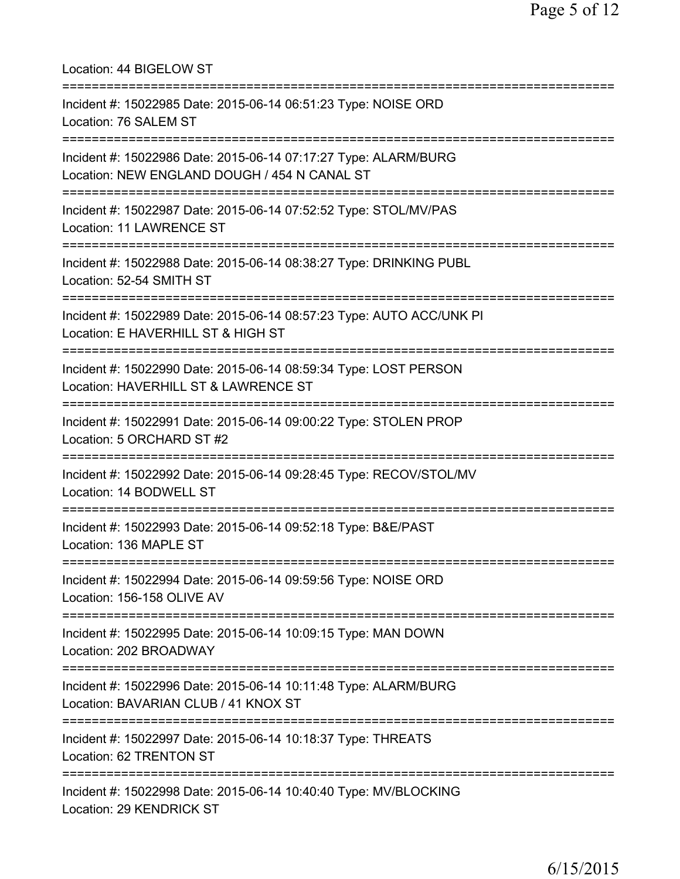Location: 44 BIGELOW ST

===========================================================================

Incident #: 15022985 Date: 2015-06-14 06:51:23 Type: NOISE ORD
Location: 76 SALEM ST

===========================================================================

Incident #: 15022986 Date: 2015-06-14 07:17:27 Type: ALARM/BURG
Location: NEW ENGLAND DOUGH / 454 N CANAL ST

===========================================================================

Incident #: 15022987 Date: 2015-06-14 07:52:52 Type: STOL/MV/PAS
Location: 11 LAWRENCE ST

===========================================================================

Incident #: 15022988 Date: 2015-06-14 08:38:27 Type: DRINKING PUBL
Location: 52-54 SMITH ST

===========================================================================

Incident #: 15022989 Date: 2015-06-14 08:57:23 Type: AUTO ACC/UNK PI
Location: E HAVERHILL ST & HIGH ST

===========================================================================

Incident #: 15022990 Date: 2015-06-14 08:59:34 Type: LOST PERSON
Location: HAVERHILL ST & LAWRENCE ST

===========================================================================

Incident #: 15022991 Date: 2015-06-14 09:00:22 Type: STOLEN PROP
Location: 5 ORCHARD ST #2

===========================================================================

Incident #: 15022992 Date: 2015-06-14 09:28:45 Type: RECOV/STOL/MV
Location: 14 BODWELL ST

===========================================================================

Incident #: 15022993 Date: 2015-06-14 09:52:18 Type: B&E/PAST
Location: 136 MAPLE ST

===========================================================================

Incident #: 15022994 Date: 2015-06-14 09:59:56 Type: NOISE ORD
Location: 156-158 OLIVE AV

===========================================================================

Incident #: 15022995 Date: 2015-06-14 10:09:15 Type: MAN DOWN
Location: 202 BROADWAY

===========================================================================

Incident #: 15022996 Date: 2015-06-14 10:11:48 Type: ALARM/BURG
Location: BAVARIAN CLUB / 41 KNOX ST

===========================================================================

Incident #: 15022997 Date: 2015-06-14 10:18:37 Type: THREATS
Location: 62 TRENTON ST

===========================================================================

Incident #: 15022998 Date: 2015-06-14 10:40:40 Type: MV/BLOCKING
Location: 29 KENDRICK ST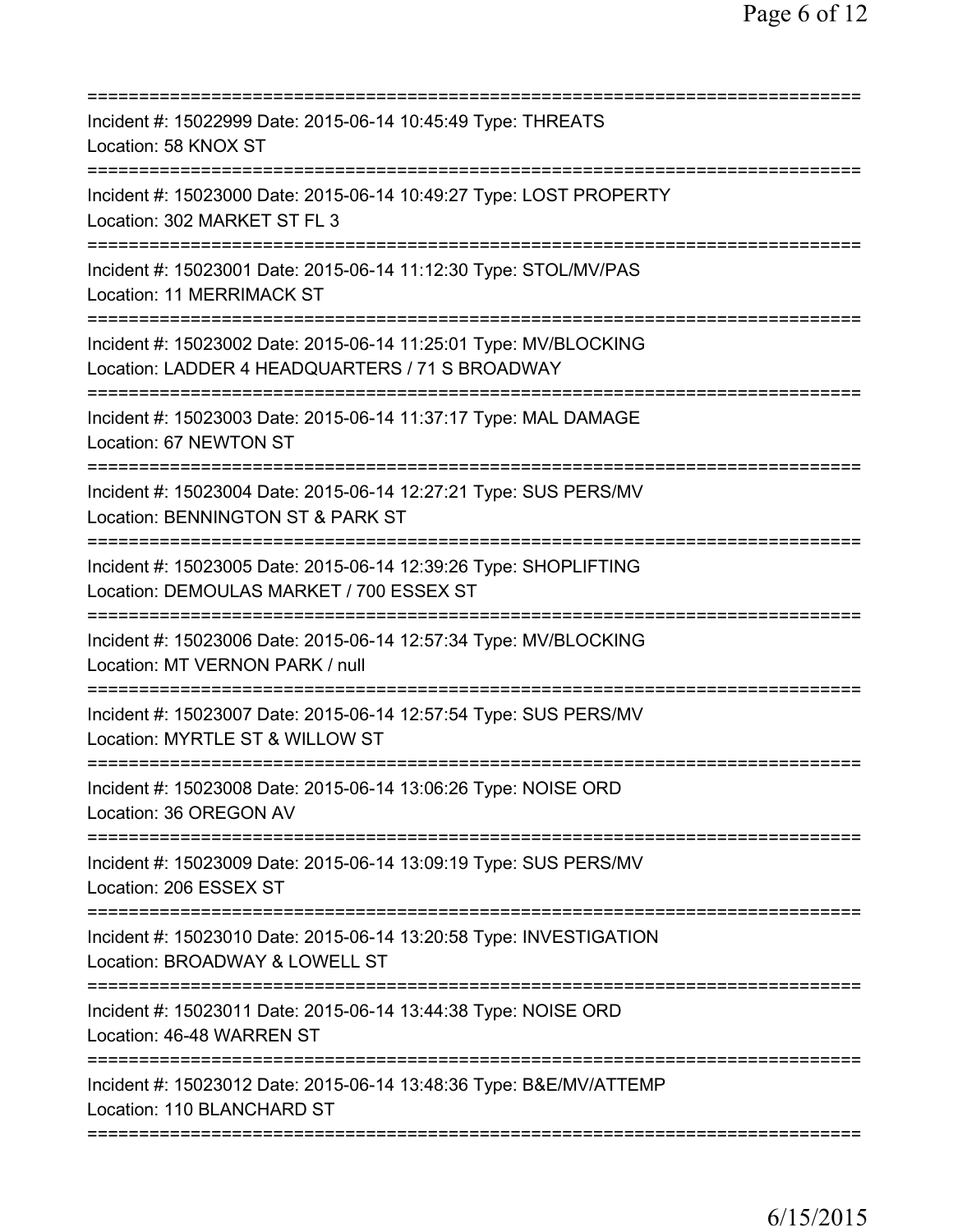===========================================================================
Incident #: 15022999 Date: 2015-06-14 10:45:49 Type: THREATS
Location: 58 KNOX ST
===========================================================================
Incident #: 15023000 Date: 2015-06-14 10:49:27 Type: LOST PROPERTY
Location: 302 MARKET ST FL 3
===========================================================================
Incident #: 15023001 Date: 2015-06-14 11:12:30 Type: STOL/MV/PAS
Location: 11 MERRIMACK ST
===========================================================================
Incident #: 15023002 Date: 2015-06-14 11:25:01 Type: MV/BLOCKING
Location: LADDER 4 HEADQUARTERS / 71 S BROADWAY
===========================================================================
Incident #: 15023003 Date: 2015-06-14 11:37:17 Type: MAL DAMAGE
Location: 67 NEWTON ST
===========================================================================
Incident #: 15023004 Date: 2015-06-14 12:27:21 Type: SUS PERS/MV
Location: BENNINGTON ST & PARK ST
===========================================================================
Incident #: 15023005 Date: 2015-06-14 12:39:26 Type: SHOPLIFTING
Location: DEMOULAS MARKET / 700 ESSEX ST
===========================================================================
Incident #: 15023006 Date: 2015-06-14 12:57:34 Type: MV/BLOCKING
Location: MT VERNON PARK / null
===========================================================================
Incident #: 15023007 Date: 2015-06-14 12:57:54 Type: SUS PERS/MV
Location: MYRTLE ST & WILLOW ST
===========================================================================
Incident #: 15023008 Date: 2015-06-14 13:06:26 Type: NOISE ORD
Location: 36 OREGON AV
===========================================================================
Incident #: 15023009 Date: 2015-06-14 13:09:19 Type: SUS PERS/MV
Location: 206 ESSEX ST
===========================================================================
Incident #: 15023010 Date: 2015-06-14 13:20:58 Type: INVESTIGATION
Location: BROADWAY & LOWELL ST
===========================================================================
Incident #: 15023011 Date: 2015-06-14 13:44:38 Type: NOISE ORD
Location: 46-48 WARREN ST
===========================================================================
Incident #: 15023012 Date: 2015-06-14 13:48:36 Type: B&E/MV/ATTEMP
Location: 110 BLANCHARD ST
===========================================================================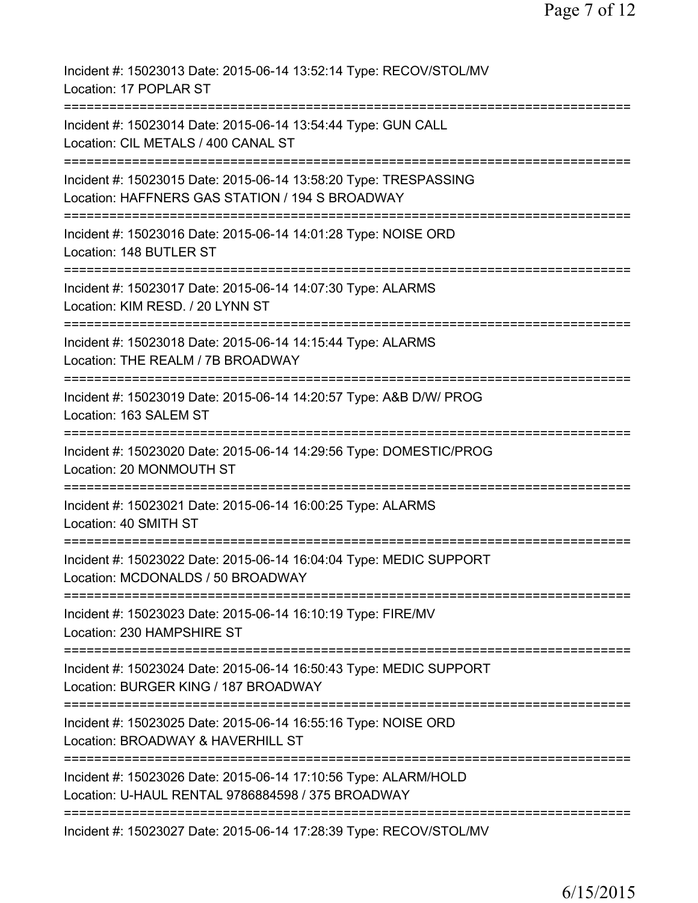Incident #: 15023013 Date: 2015-06-14 13:52:14 Type: RECOV/STOL/MV
Location: 17 POPLAR ST

===========================================================================

Incident #: 15023014 Date: 2015-06-14 13:54:44 Type: GUN CALL
Location: CIL METALS / 400 CANAL ST

===========================================================================

Incident #: 15023015 Date: 2015-06-14 13:58:20 Type: TRESPASSING
Location: HAFFNERS GAS STATION / 194 S BROADWAY

===========================================================================

Incident #: 15023016 Date: 2015-06-14 14:01:28 Type: NOISE ORD
Location: 148 BUTLER ST

===========================================================================

Incident #: 15023017 Date: 2015-06-14 14:07:30 Type: ALARMS
Location: KIM RESD. / 20 LYNN ST

===========================================================================

Incident #: 15023018 Date: 2015-06-14 14:15:44 Type: ALARMS
Location: THE REALM / 7B BROADWAY

===========================================================================

Incident #: 15023019 Date: 2015-06-14 14:20:57 Type: A&B D/W/ PROG
Location: 163 SALEM ST

===========================================================================

Incident #: 15023020 Date: 2015-06-14 14:29:56 Type: DOMESTIC/PROG
Location: 20 MONMOUTH ST

===========================================================================

Incident #: 15023021 Date: 2015-06-14 16:00:25 Type: ALARMS
Location: 40 SMITH ST

===========================================================================

Incident #: 15023022 Date: 2015-06-14 16:04:04 Type: MEDIC SUPPORT
Location: MCDONALDS / 50 BROADWAY

===========================================================================

Incident #: 15023023 Date: 2015-06-14 16:10:19 Type: FIRE/MV
Location: 230 HAMPSHIRE ST

===========================================================================

Incident #: 15023024 Date: 2015-06-14 16:50:43 Type: MEDIC SUPPORT
Location: BURGER KING / 187 BROADWAY

===========================================================================

Incident #: 15023025 Date: 2015-06-14 16:55:16 Type: NOISE ORD
Location: BROADWAY & HAVERHILL ST

===========================================================================

Incident #: 15023026 Date: 2015-06-14 17:10:56 Type: ALARM/HOLD
Location: U-HAUL RENTAL 9786884598 / 375 BROADWAY

===========================================================================

Incident #: 15023027 Date: 2015-06-14 17:28:39 Type: RECOV/STOL/MV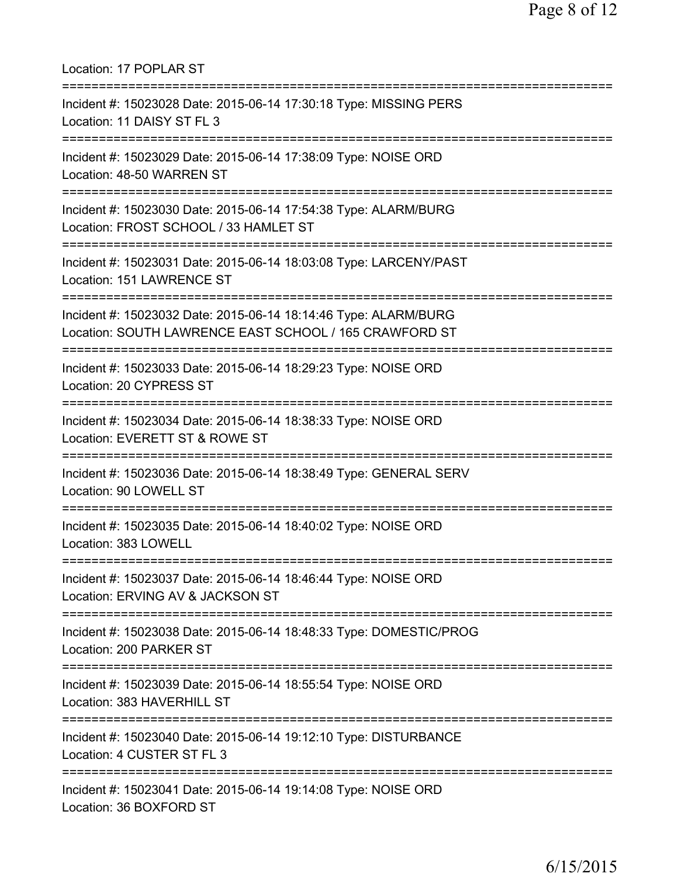Location: 17 POPLAR ST

===========================================================================

Incident #: 15023028 Date: 2015-06-14 17:30:18 Type: MISSING PERS
Location: 11 DAISY ST FL 3

===========================================================================

Incident #: 15023029 Date: 2015-06-14 17:38:09 Type: NOISE ORD
Location: 48-50 WARREN ST

===========================================================================

Incident #: 15023030 Date: 2015-06-14 17:54:38 Type: ALARM/BURG
Location: FROST SCHOOL / 33 HAMLET ST

===========================================================================

Incident #: 15023031 Date: 2015-06-14 18:03:08 Type: LARCENY/PAST
Location: 151 LAWRENCE ST

===========================================================================

Incident #: 15023032 Date: 2015-06-14 18:14:46 Type: ALARM/BURG
Location: SOUTH LAWRENCE EAST SCHOOL / 165 CRAWFORD ST

===========================================================================

Incident #: 15023033 Date: 2015-06-14 18:29:23 Type: NOISE ORD
Location: 20 CYPRESS ST

===========================================================================

Incident #: 15023034 Date: 2015-06-14 18:38:33 Type: NOISE ORD
Location: EVERETT ST & ROWE ST

===========================================================================

Incident #: 15023036 Date: 2015-06-14 18:38:49 Type: GENERAL SERV
Location: 90 LOWELL ST

===========================================================================

Incident #: 15023035 Date: 2015-06-14 18:40:02 Type: NOISE ORD
Location: 383 LOWELL

===========================================================================

Incident #: 15023037 Date: 2015-06-14 18:46:44 Type: NOISE ORD
Location: ERVING AV & JACKSON ST

===========================================================================

Incident #: 15023038 Date: 2015-06-14 18:48:33 Type: DOMESTIC/PROG
Location: 200 PARKER ST

===========================================================================

Incident #: 15023039 Date: 2015-06-14 18:55:54 Type: NOISE ORD
Location: 383 HAVERHILL ST

===========================================================================

Incident #: 15023040 Date: 2015-06-14 19:12:10 Type: DISTURBANCE
Location: 4 CUSTER ST FL 3

===========================================================================

Incident #: 15023041 Date: 2015-06-14 19:14:08 Type: NOISE ORD
Location: 36 BOXFORD ST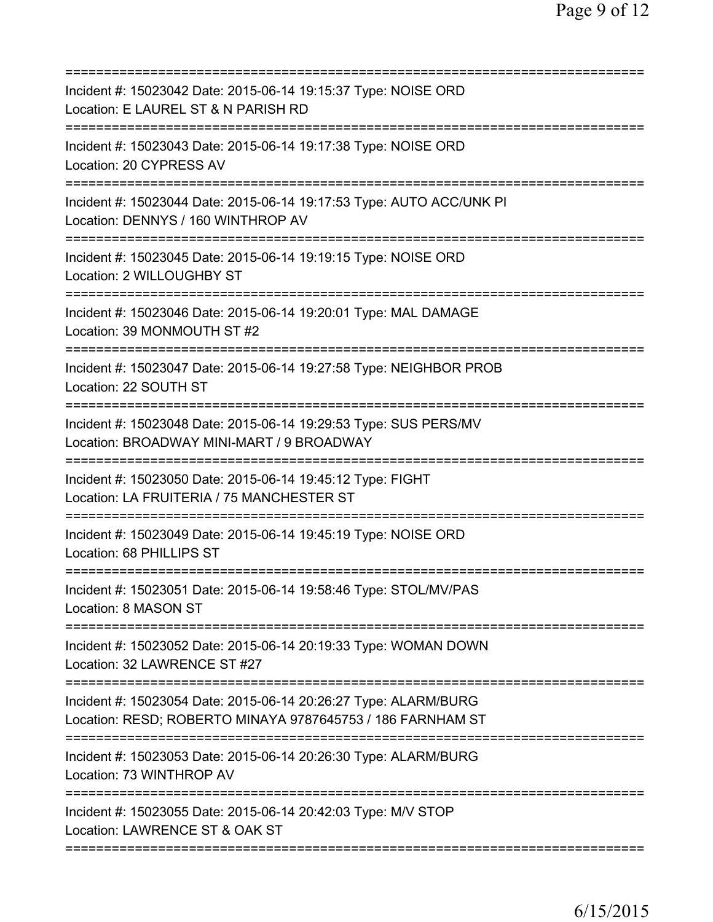==============================================================================
Incident #: 15023042 Date: 2015-06-14 19:15:37 Type: NOISE ORD
Location: E LAUREL ST & N PARISH RD
==============================================================================
Incident #: 15023043 Date: 2015-06-14 19:17:38 Type: NOISE ORD
Location: 20 CYPRESS AV
==============================================================================
Incident #: 15023044 Date: 2015-06-14 19:17:53 Type: AUTO ACC/UNK PI
Location: DENNYS / 160 WINTHROP AV
==============================================================================
Incident #: 15023045 Date: 2015-06-14 19:19:15 Type: NOISE ORD
Location: 2 WILLOUGHBY ST
==============================================================================
Incident #: 15023046 Date: 2015-06-14 19:20:01 Type: MAL DAMAGE
Location: 39 MONMOUTH ST #2
==============================================================================
Incident #: 15023047 Date: 2015-06-14 19:27:58 Type: NEIGHBOR PROB
Location: 22 SOUTH ST
==============================================================================
Incident #: 15023048 Date: 2015-06-14 19:29:53 Type: SUS PERS/MV
Location: BROADWAY MINI-MART / 9 BROADWAY
==============================================================================
Incident #: 15023050 Date: 2015-06-14 19:45:12 Type: FIGHT
Location: LA FRUITERIA / 75 MANCHESTER ST
==============================================================================
Incident #: 15023049 Date: 2015-06-14 19:45:19 Type: NOISE ORD
Location: 68 PHILLIPS ST
==============================================================================
Incident #: 15023051 Date: 2015-06-14 19:58:46 Type: STOL/MV/PAS
Location: 8 MASON ST
==============================================================================
Incident #: 15023052 Date: 2015-06-14 20:19:33 Type: WOMAN DOWN
Location: 32 LAWRENCE ST #27
==============================================================================
Incident #: 15023054 Date: 2015-06-14 20:26:27 Type: ALARM/BURG
Location: RESD; ROBERTO MINAYA 9787645753 / 186 FARNHAM ST
==============================================================================
Incident #: 15023053 Date: 2015-06-14 20:26:30 Type: ALARM/BURG
Location: 73 WINTHROP AV
==============================================================================
Incident #: 15023055 Date: 2015-06-14 20:42:03 Type: M/V STOP
Location: LAWRENCE ST & OAK ST
==============================================================================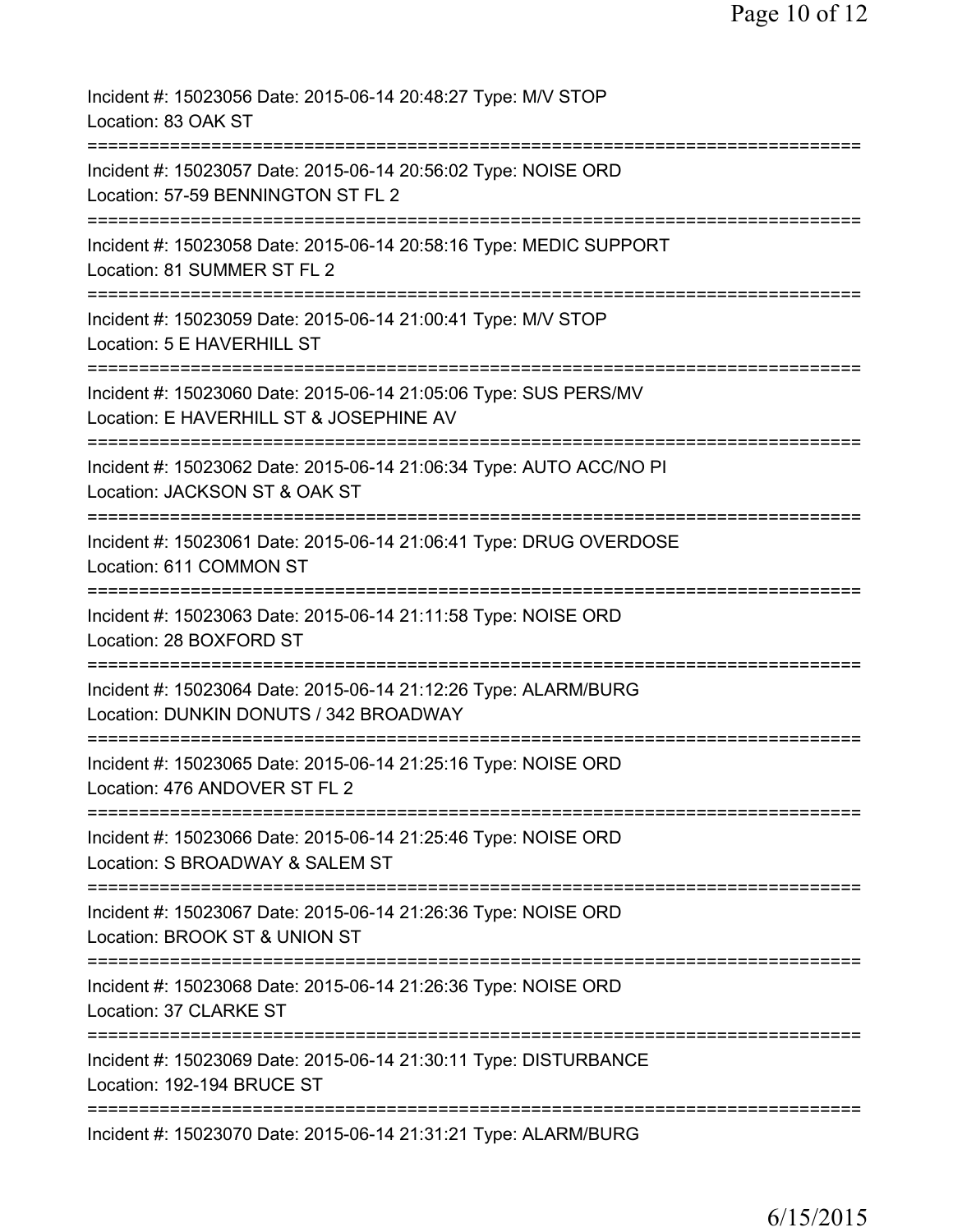Incident #: 15023056 Date: 2015-06-14 20:48:27 Type: M/V STOP
Location: 83 OAK ST
===========================================================================
Incident #: 15023057 Date: 2015-06-14 20:56:02 Type: NOISE ORD
Location: 57-59 BENNINGTON ST FL 2
===========================================================================
Incident #: 15023058 Date: 2015-06-14 20:58:16 Type: MEDIC SUPPORT
Location: 81 SUMMER ST FL 2
===========================================================================
Incident #: 15023059 Date: 2015-06-14 21:00:41 Type: M/V STOP
Location: 5 E HAVERHILL ST
===========================================================================
Incident #: 15023060 Date: 2015-06-14 21:05:06 Type: SUS PERS/MV
Location: E HAVERHILL ST & JOSEPHINE AV
===========================================================================
Incident #: 15023062 Date: 2015-06-14 21:06:34 Type: AUTO ACC/NO PI
Location: JACKSON ST & OAK ST
===========================================================================
Incident #: 15023061 Date: 2015-06-14 21:06:41 Type: DRUG OVERDOSE
Location: 611 COMMON ST
===========================================================================
Incident #: 15023063 Date: 2015-06-14 21:11:58 Type: NOISE ORD
Location: 28 BOXFORD ST
===========================================================================
Incident #: 15023064 Date: 2015-06-14 21:12:26 Type: ALARM/BURG
Location: DUNKIN DONUTS / 342 BROADWAY
===========================================================================
Incident #: 15023065 Date: 2015-06-14 21:25:16 Type: NOISE ORD
Location: 476 ANDOVER ST FL 2
===========================================================================
Incident #: 15023066 Date: 2015-06-14 21:25:46 Type: NOISE ORD
Location: S BROADWAY & SALEM ST
===========================================================================
Incident #: 15023067 Date: 2015-06-14 21:26:36 Type: NOISE ORD
Location: BROOK ST & UNION ST
===========================================================================
Incident #: 15023068 Date: 2015-06-14 21:26:36 Type: NOISE ORD
Location: 37 CLARKE ST
===========================================================================
Incident #: 15023069 Date: 2015-06-14 21:30:11 Type: DISTURBANCE
Location: 192-194 BRUCE ST
===========================================================================
Incident #: 15023070 Date: 2015-06-14 21:31:21 Type: ALARM/BURG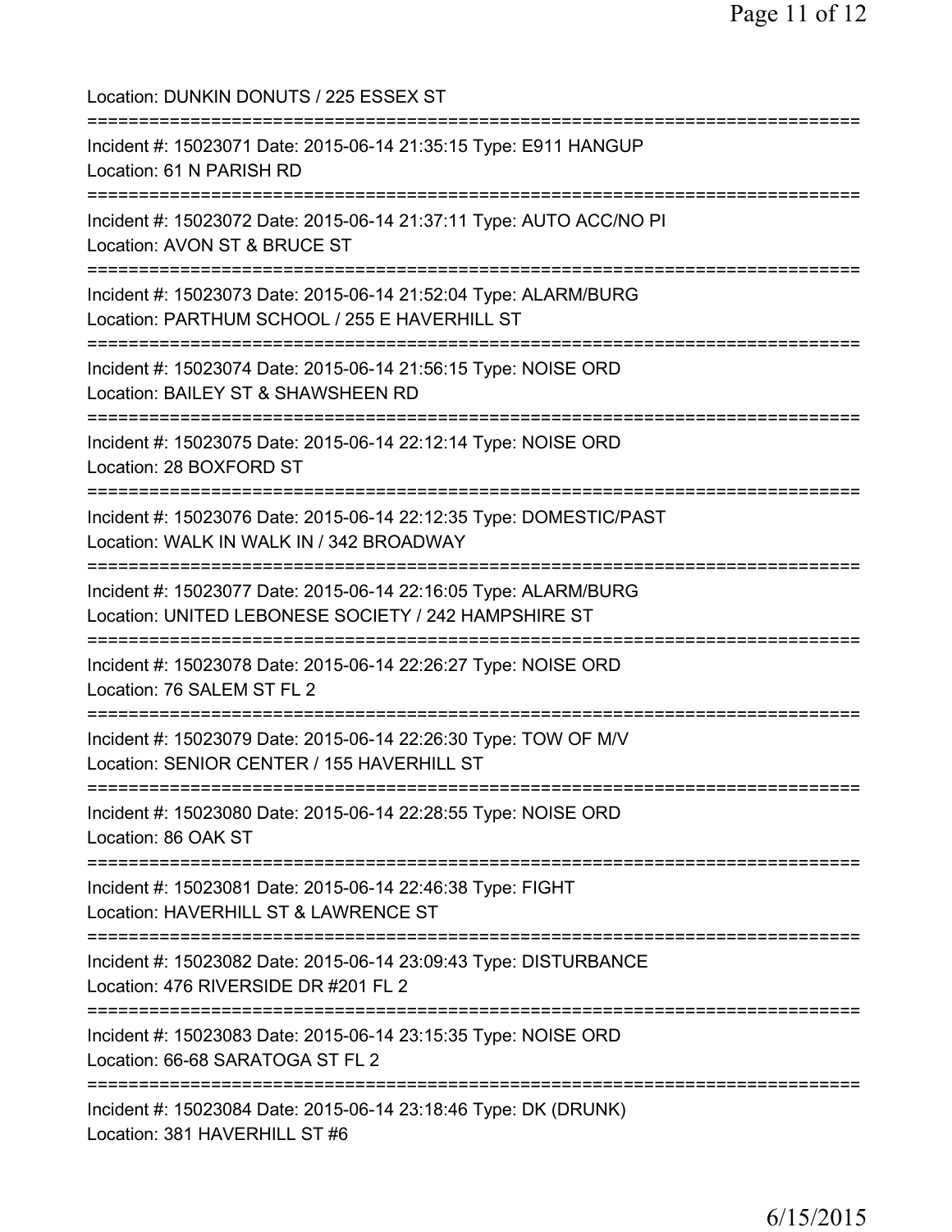Location: DUNKIN DONUTS / 225 ESSEX ST

===========================================================================

Incident #: 15023071 Date: 2015-06-14 21:35:15 Type: E911 HANGUP
Location: 61 N PARISH RD

===========================================================================

Incident #: 15023072 Date: 2015-06-14 21:37:11 Type: AUTO ACC/NO PI
Location: AVON ST & BRUCE ST

===========================================================================

Incident #: 15023073 Date: 2015-06-14 21:52:04 Type: ALARM/BURG
Location: PARTHUM SCHOOL / 255 E HAVERHILL ST

===========================================================================

Incident #: 15023074 Date: 2015-06-14 21:56:15 Type: NOISE ORD
Location: BAILEY ST & SHAWSHEEN RD

===========================================================================

Incident #: 15023075 Date: 2015-06-14 22:12:14 Type: NOISE ORD
Location: 28 BOXFORD ST

===========================================================================

Incident #: 15023076 Date: 2015-06-14 22:12:35 Type: DOMESTIC/PAST
Location: WALK IN WALK IN / 342 BROADWAY

===========================================================================

Incident #: 15023077 Date: 2015-06-14 22:16:05 Type: ALARM/BURG
Location: UNITED LEBONESE SOCIETY / 242 HAMPSHIRE ST

===========================================================================

Incident #: 15023078 Date: 2015-06-14 22:26:27 Type: NOISE ORD
Location: 76 SALEM ST FL 2

===========================================================================

Incident #: 15023079 Date: 2015-06-14 22:26:30 Type: TOW OF M/V
Location: SENIOR CENTER / 155 HAVERHILL ST

===========================================================================

Incident #: 15023080 Date: 2015-06-14 22:28:55 Type: NOISE ORD
Location: 86 OAK ST

===========================================================================

Incident #: 15023081 Date: 2015-06-14 22:46:38 Type: FIGHT
Location: HAVERHILL ST & LAWRENCE ST

===========================================================================

Incident #: 15023082 Date: 2015-06-14 23:09:43 Type: DISTURBANCE
Location: 476 RIVERSIDE DR #201 FL 2

===========================================================================

Incident #: 15023083 Date: 2015-06-14 23:15:35 Type: NOISE ORD
Location: 66-68 SARATOGA ST FL 2

===========================================================================

Incident #: 15023084 Date: 2015-06-14 23:18:46 Type: DK (DRUNK)
Location: 381 HAVERHILL ST #6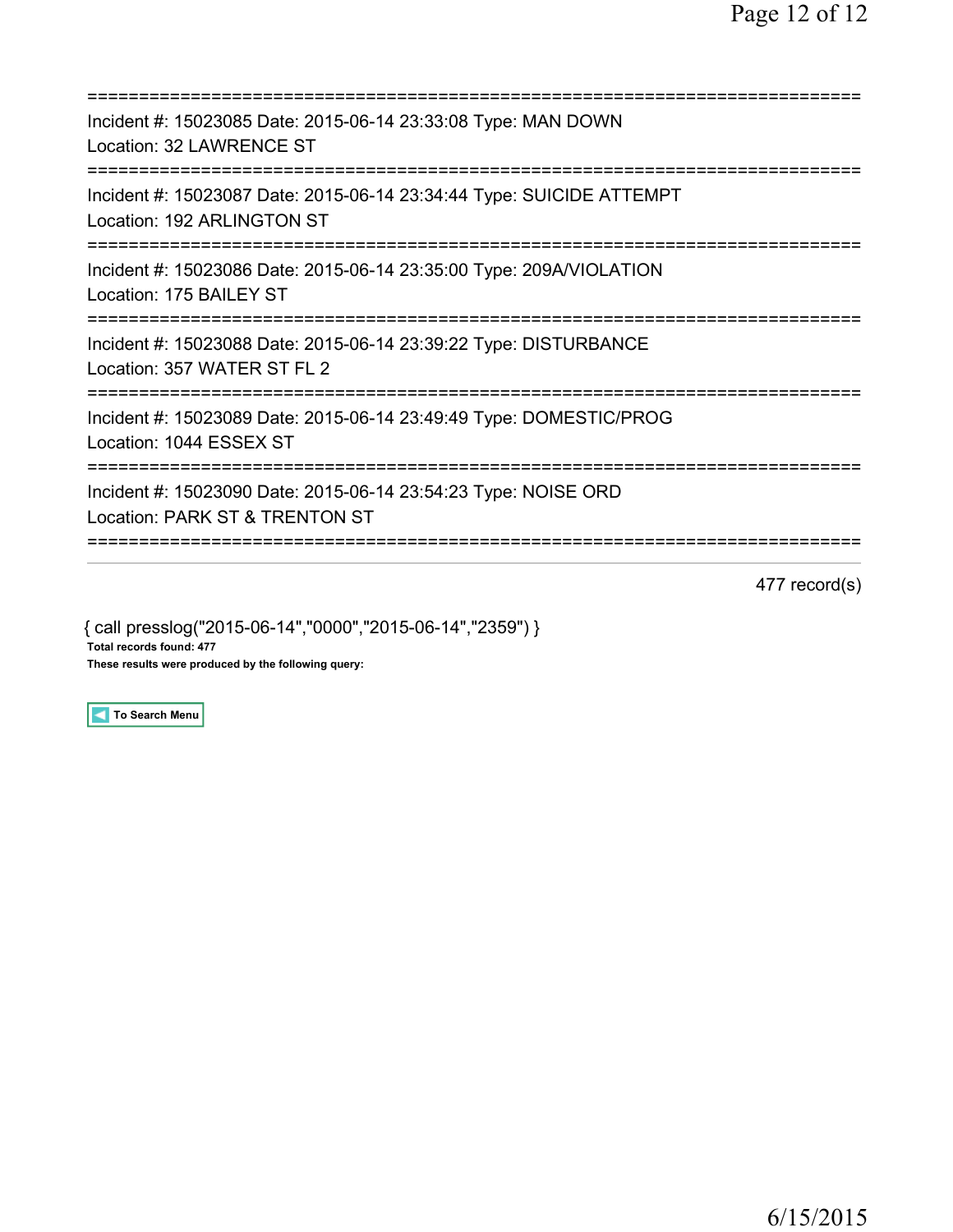===========================================================================

Incident #: 15023085 Date: 2015-06-14 23:33:08 Type: MAN DOWN
Location: 32 LAWRENCE ST

===========================================================================

Incident #: 15023087 Date: 2015-06-14 23:34:44 Type: SUICIDE ATTEMPT
Location: 192 ARLINGTON ST

===========================================================================

Incident #: 15023086 Date: 2015-06-14 23:35:00 Type: 209A/VIOLATION
Location: 175 BAILEY ST

===========================================================================

Incident #: 15023088 Date: 2015-06-14 23:39:22 Type: DISTURBANCE
Location: 357 WATER ST FL 2

===========================================================================

Incident #: 15023089 Date: 2015-06-14 23:49:49 Type: DOMESTIC/PROG
Location: 1044 ESSEX ST

===========================================================================

Incident #: 15023090 Date: 2015-06-14 23:54:23 Type: NOISE ORD
Location: PARK ST & TRENTON ST

===========================================================================

477 record(s)

{ call presslog("2015-06-14","0000","2015-06-14","2359") }

**Total records found: 477**

**These results were produced by the following query:**

To Search Menu